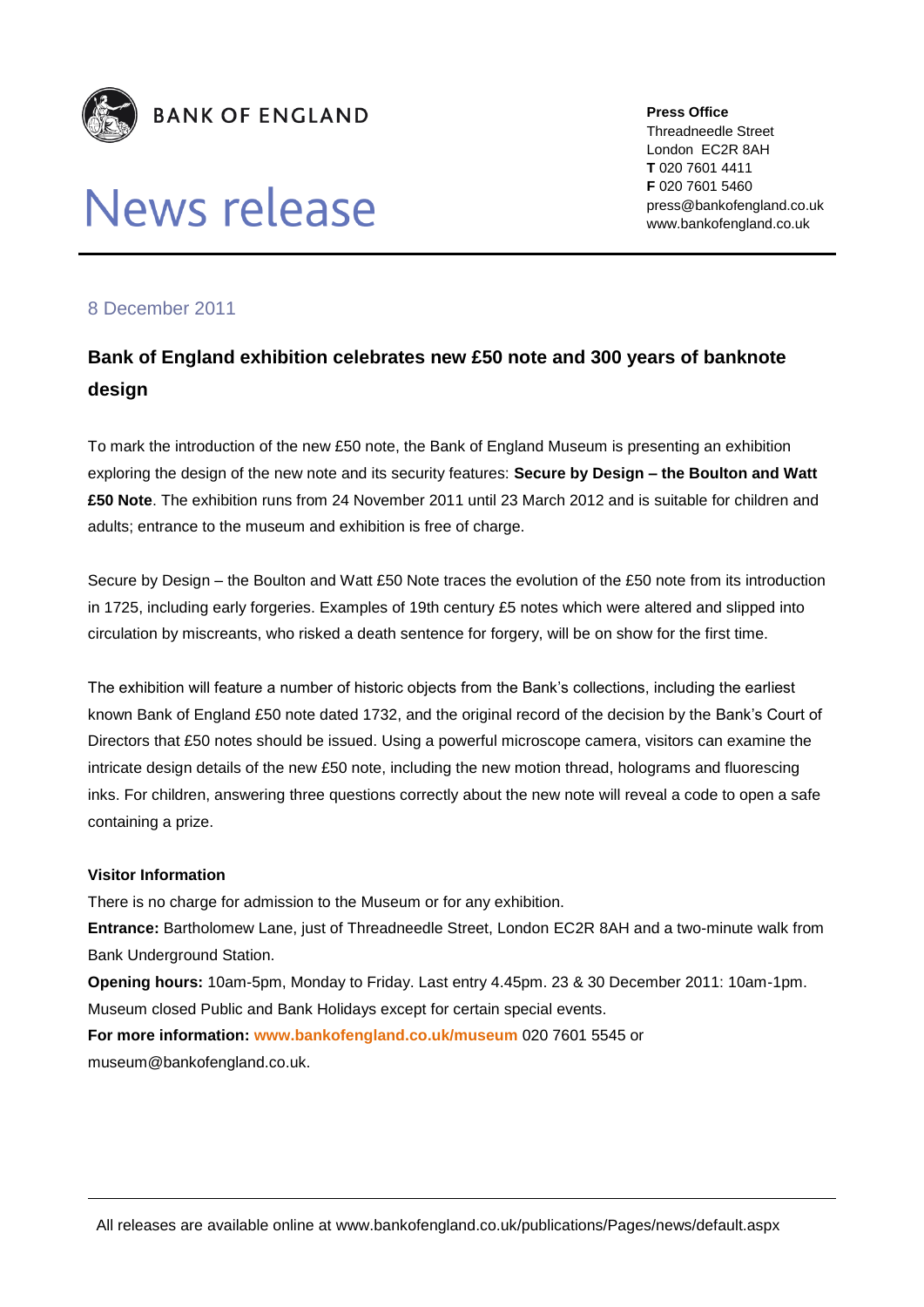**BANK OF ENGLAND**

# News release

**Press Office**
Threadneedle Street
London EC2R 8AH
**T** 020 7601 4411
**F** 020 7601 5460
press@bankofengland.co.uk
www.bankofengland.co.uk

8 December 2011

## Bank of England exhibition celebrates new £50 note and 300 years of banknote design

To mark the introduction of the new £50 note, the Bank of England Museum is presenting an exhibition exploring the design of the new note and its security features: **Secure by Design – the Boulton and Watt £50 Note**. The exhibition runs from 24 November 2011 until 23 March 2012 and is suitable for children and adults; entrance to the museum and exhibition is free of charge.

Secure by Design – the Boulton and Watt £50 Note traces the evolution of the £50 note from its introduction in 1725, including early forgeries. Examples of 19th century £5 notes which were altered and slipped into circulation by miscreants, who risked a death sentence for forgery, will be on show for the first time.

The exhibition will feature a number of historic objects from the Bank's collections, including the earliest known Bank of England £50 note dated 1732, and the original record of the decision by the Bank's Court of Directors that £50 notes should be issued. Using a powerful microscope camera, visitors can examine the intricate design details of the new £50 note, including the new motion thread, holograms and fluorescing inks. For children, answering three questions correctly about the new note will reveal a code to open a safe containing a prize.

**Visitor Information**

There is no charge for admission to the Museum or for any exhibition.

**Entrance:** Bartholomew Lane, just of Threadneedle Street, London EC2R 8AH and a two-minute walk from Bank Underground Station.

**Opening hours:** 10am-5pm, Monday to Friday. Last entry 4.45pm. 23 & 30 December 2011: 10am-1pm. Museum closed Public and Bank Holidays except for certain special events.

**For more information:** **www.bankofengland.co.uk/museum** 020 7601 5545 or museum@bankofengland.co.uk.

All releases are available online at www.bankofengland.co.uk/publications/Pages/news/default.aspx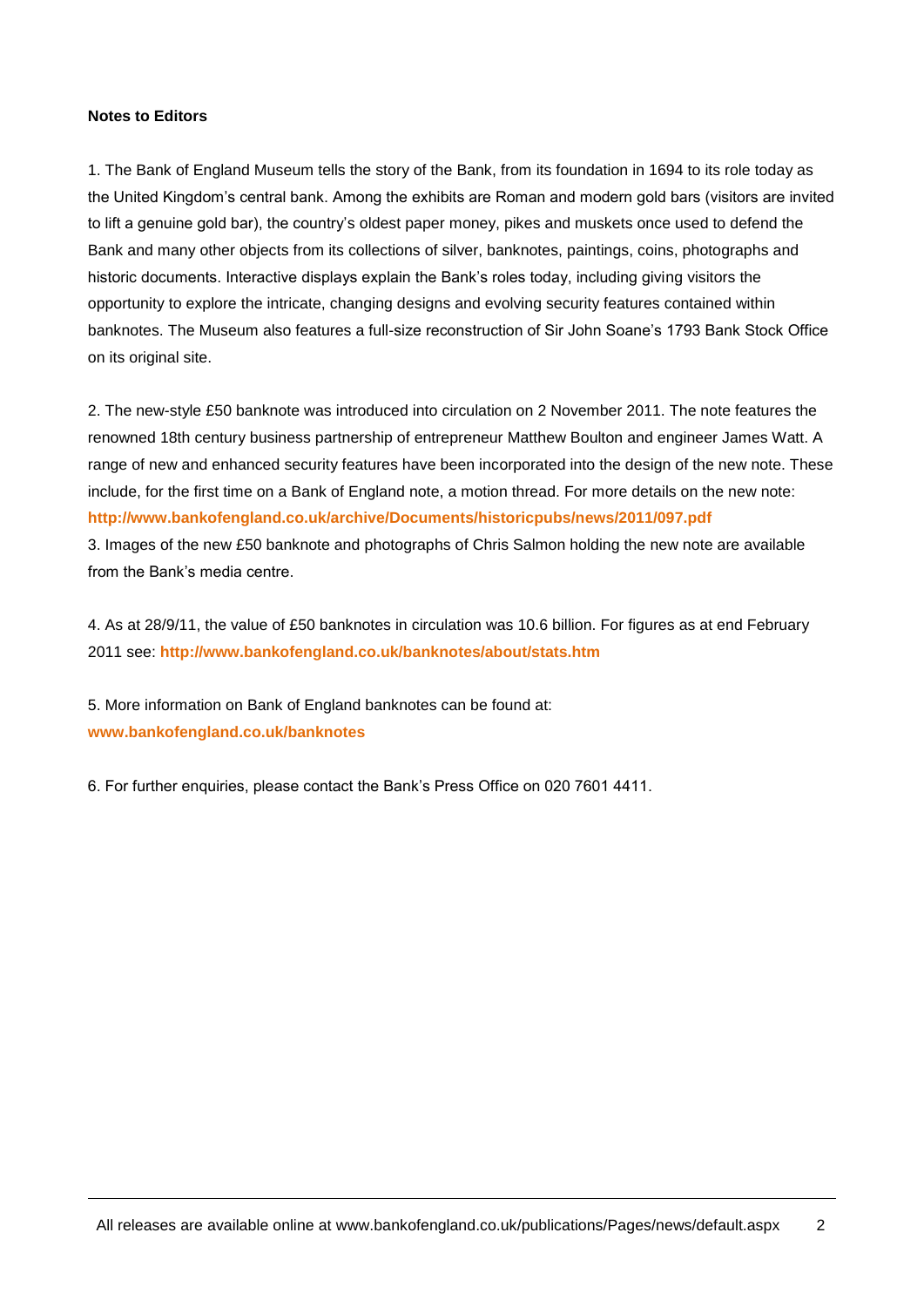**Notes to Editors**

1. The Bank of England Museum tells the story of the Bank, from its foundation in 1694 to its role today as the United Kingdom's central bank. Among the exhibits are Roman and modern gold bars (visitors are invited to lift a genuine gold bar), the country's oldest paper money, pikes and muskets once used to defend the Bank and many other objects from its collections of silver, banknotes, paintings, coins, photographs and historic documents. Interactive displays explain the Bank's roles today, including giving visitors the opportunity to explore the intricate, changing designs and evolving security features contained within banknotes. The Museum also features a full-size reconstruction of Sir John Soane's 1793 Bank Stock Office on its original site.

2. The new-style £50 banknote was introduced into circulation on 2 November 2011. The note features the renowned 18th century business partnership of entrepreneur Matthew Boulton and engineer James Watt. A range of new and enhanced security features have been incorporated into the design of the new note. These include, for the first time on a Bank of England note, a motion thread. For more details on the new note: **http://www.bankofengland.co.uk/archive/Documents/historicpubs/news/2011/097.pdf**

3. Images of the new £50 banknote and photographs of Chris Salmon holding the new note are available from the Bank's media centre.

4. As at 28/9/11, the value of £50 banknotes in circulation was 10.6 billion. For figures as at end February 2011 see: **http://www.bankofengland.co.uk/banknotes/about/stats.htm**

5. More information on Bank of England banknotes can be found at: **www.bankofengland.co.uk/banknotes**

6. For further enquiries, please contact the Bank's Press Office on 020 7601 4411.

All releases are available online at www.bankofengland.co.uk/publications/Pages/news/default.aspx